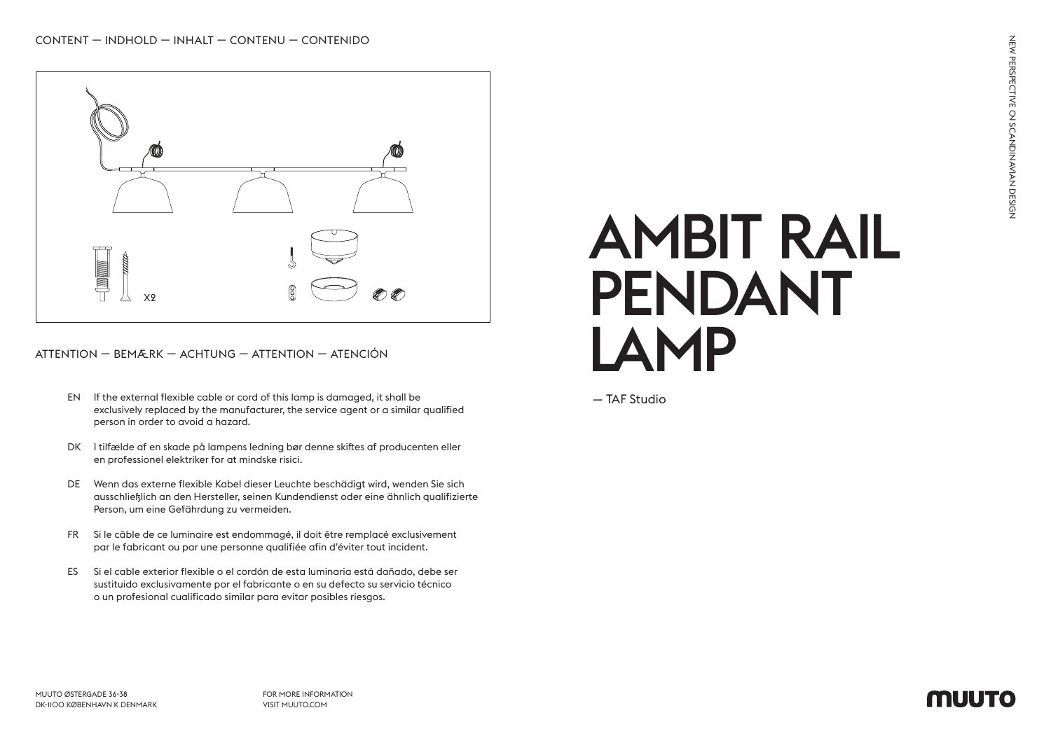# AMBIT RAIL PENDANT LAMP

— TAF Studio

NEW PERSPECTIVE ON SCANDINAVIAN DESIGN

CONTENT — INDHOLD — INHALT — CONTENU — CONTENIDO

X2

ATTENTION — BEMÆRK — ACHTUNG — ATTENTION — ATENCIÓN

EN If the external flexible cable or cord of this lamp is damaged, it shall be exclusively replaced by the manufacturer, the service agent or a similar qualified person in order to avoid a hazard.

DK I tilfælde af en skade på lampens ledning bør denne skiftes af producenten eller en professionel elektriker for at mindske risici.

DE Wenn das externe flexible Kabel dieser Leuchte beschädigt wird, wenden Sie sich ausschließlich an den Hersteller, seinen Kundendienst oder eine ähnlich qualifizierte Person, um eine Gefährdung zu vermeiden.

FR Si le câble de ce luminaire est endommagé, il doit être remplacé exclusivement par le fabricant ou par une personne qualifiée afin d'éviter tout incident.

ES Si el cable exterior flexible o el cordón de esta luminaria está dañado, debe ser sustituido exclusivamente por el fabricante o en su defecto su servicio técnico o un profesional cualificado similar para evitar posibles riesgos.

MUUTO ØSTERGADE 36-38
DK-1100 KØBENHAVN K DENMARK

FOR MORE INFORMATION
VISIT MUUTO.COM

MUUTO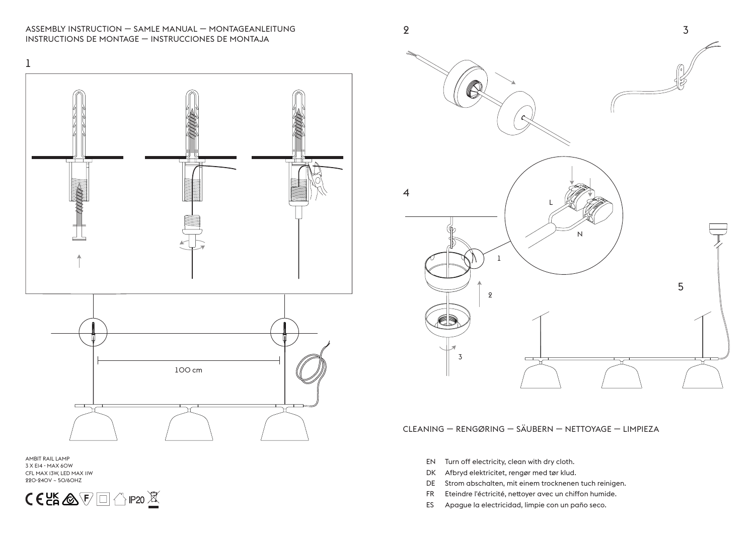ASSEMBLY INSTRUCTION — SAMLE MANUAL — MONTAGEANLEITUNG
INSTRUCTIONS DE MONTAGE — INSTRUCCIONES DE MONTAJA

1

100 cm

AMBIT RAIL LAMP
3 X E14 - MAX 60W
CFL MAX 13W, LED MAX 11W
220-240V ~ 50/60HZ

IP20

2

3

4

L

N

1

2

3

5

CLEANING — RENGØRING — SÄUBERN — NETTOYAGE — LIMPIEZA

EN Turn off electricity, clean with dry cloth.

DK Afbryd elektricitet, rengør med tør klud.

DE Strom abschalten, mit einem trocknenen tuch reinigen.

FR Eteindre l'éctricité, nettoyer avec un chiffon humide.

ES Apague la electricidad, limpie con un paño seco.